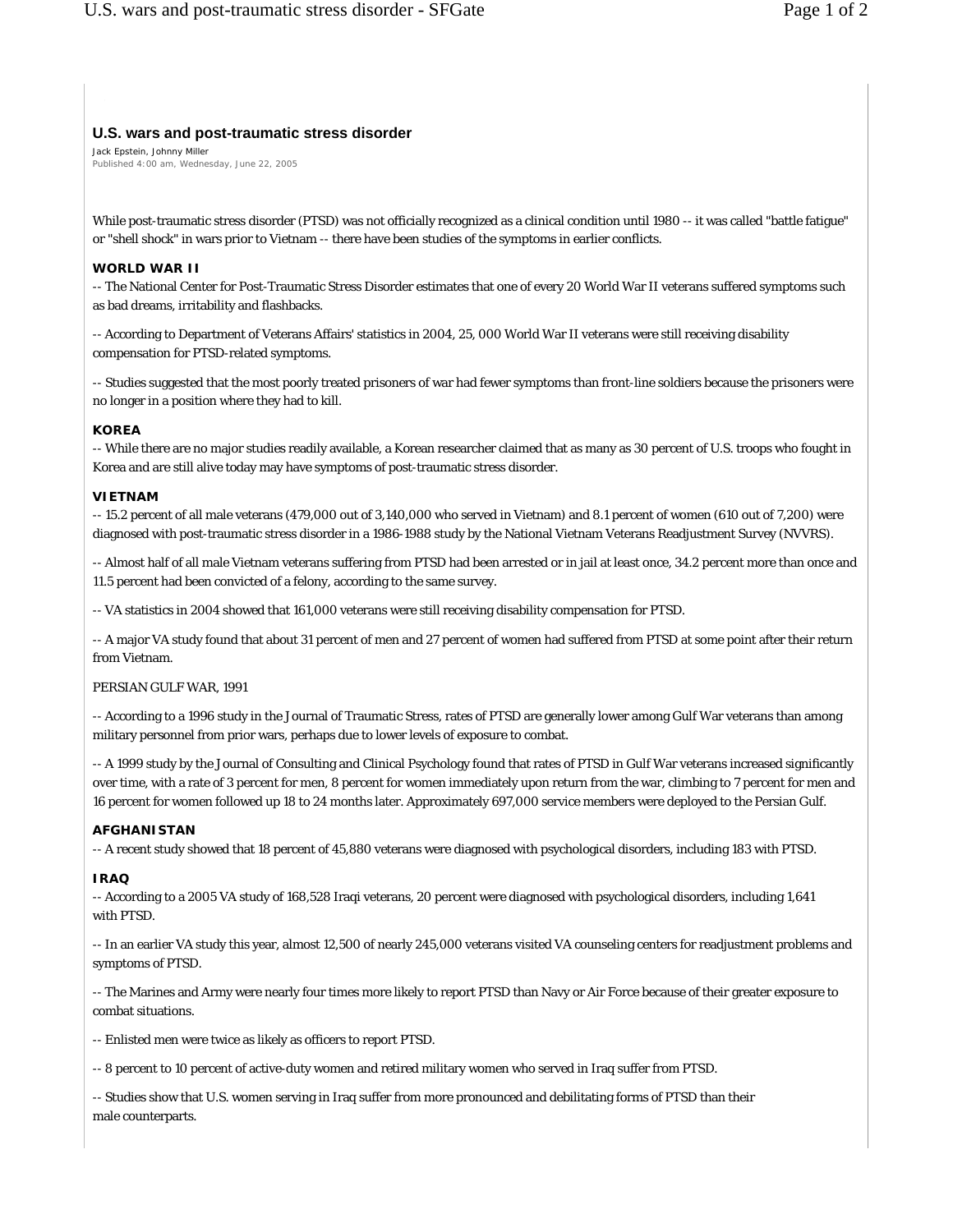# U.S. wars and post-traumatic stress disorder

Jack Epstein, Johnny Miller
Published 4:00 am, Wednesday, June 22, 2005

While post-traumatic stress disorder (PTSD) was not officially recognized as a clinical condition until 1980 -- it was called "battle fatigue" or "shell shock" in wars prior to Vietnam -- there have been studies of the symptoms in earlier conflicts.

**WORLD WAR II**

-- The National Center for Post-Traumatic Stress Disorder estimates that one of every 20 World War II veterans suffered symptoms such as bad dreams, irritability and flashbacks.

-- According to Department of Veterans Affairs' statistics in 2004, 25, 000 World War II veterans were still receiving disability compensation for PTSD-related symptoms.

-- Studies suggested that the most poorly treated prisoners of war had fewer symptoms than front-line soldiers because the prisoners were no longer in a position where they had to kill.

**KOREA**

-- While there are no major studies readily available, a Korean researcher claimed that as many as 30 percent of U.S. troops who fought in Korea and are still alive today may have symptoms of post-traumatic stress disorder.

**VIETNAM**

-- 15.2 percent of all male veterans (479,000 out of 3,140,000 who served in Vietnam) and 8.1 percent of women (610 out of 7,200) were diagnosed with post-traumatic stress disorder in a 1986-1988 study by the National Vietnam Veterans Readjustment Survey (NVVRS).

-- Almost half of all male Vietnam veterans suffering from PTSD had been arrested or in jail at least once, 34.2 percent more than once and 11.5 percent had been convicted of a felony, according to the same survey.

-- VA statistics in 2004 showed that 161,000 veterans were still receiving disability compensation for PTSD.

-- A major VA study found that about 31 percent of men and 27 percent of women had suffered from PTSD at some point after their return from Vietnam.

PERSIAN GULF WAR, 1991

-- According to a 1996 study in the Journal of Traumatic Stress, rates of PTSD are generally lower among Gulf War veterans than among military personnel from prior wars, perhaps due to lower levels of exposure to combat.

-- A 1999 study by the Journal of Consulting and Clinical Psychology found that rates of PTSD in Gulf War veterans increased significantly over time, with a rate of 3 percent for men, 8 percent for women immediately upon return from the war, climbing to 7 percent for men and 16 percent for women followed up 18 to 24 months later. Approximately 697,000 service members were deployed to the Persian Gulf.

**AFGHANISTAN**

-- A recent study showed that 18 percent of 45,880 veterans were diagnosed with psychological disorders, including 183 with PTSD.

**IRAQ**

-- According to a 2005 VA study of 168,528 Iraqi veterans, 20 percent were diagnosed with psychological disorders, including 1,641 with PTSD.

-- In an earlier VA study this year, almost 12,500 of nearly 245,000 veterans visited VA counseling centers for readjustment problems and symptoms of PTSD.

-- The Marines and Army were nearly four times more likely to report PTSD than Navy or Air Force because of their greater exposure to combat situations.

-- Enlisted men were twice as likely as officers to report PTSD.

-- 8 percent to 10 percent of active-duty women and retired military women who served in Iraq suffer from PTSD.

-- Studies show that U.S. women serving in Iraq suffer from more pronounced and debilitating forms of PTSD than their male counterparts.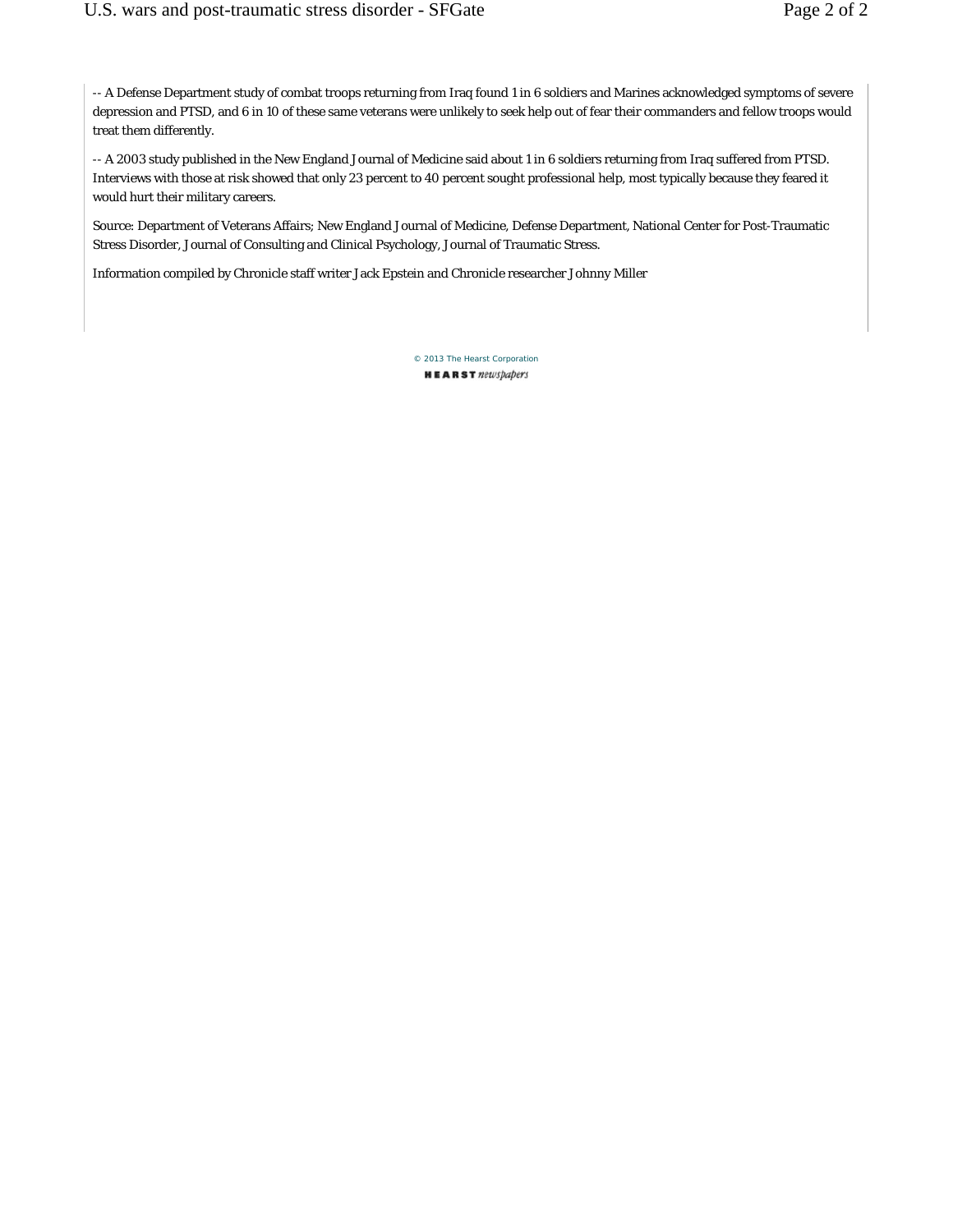-- A Defense Department study of combat troops returning from Iraq found 1 in 6 soldiers and Marines acknowledged symptoms of severe depression and PTSD, and 6 in 10 of these same veterans were unlikely to seek help out of fear their commanders and fellow troops would treat them differently.

-- A 2003 study published in the New England Journal of Medicine said about 1 in 6 soldiers returning from Iraq suffered from PTSD. Interviews with those at risk showed that only 23 percent to 40 percent sought professional help, most typically because they feared it would hurt their military careers.

Source: Department of Veterans Affairs; New England Journal of Medicine, Defense Department, National Center for Post-Traumatic Stress Disorder, Journal of Consulting and Clinical Psychology, Journal of Traumatic Stress.

Information compiled by Chronicle staff writer Jack Epstein and Chronicle researcher Johnny Miller

© 2013 The Hearst Corporation

HEARST newspapers